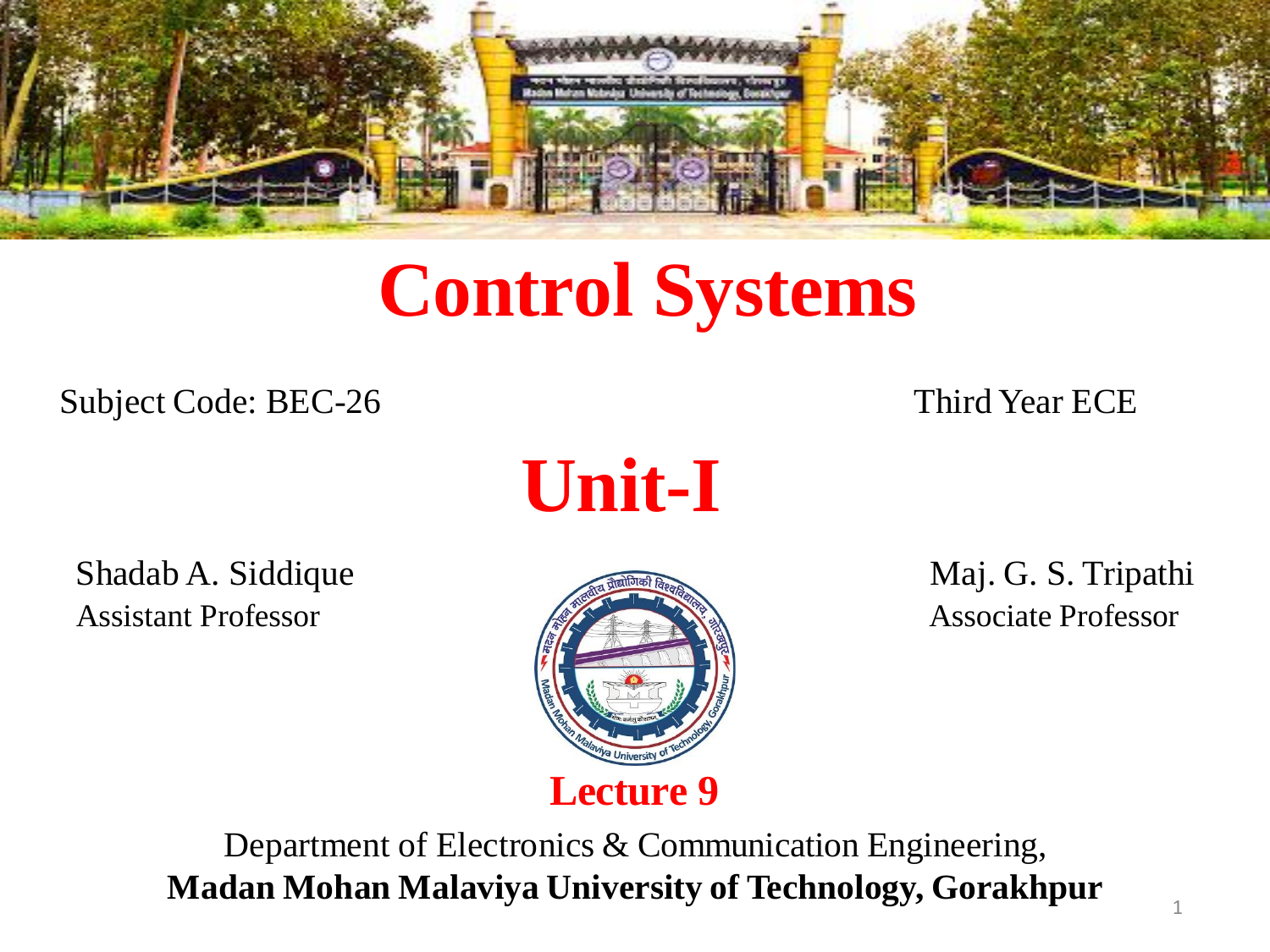# Control Systems

Subject Code: BEC-26

Third Year ECE

## Unit-I

Shadab A. Siddique
Assistant Professor

Maj. G. S. Tripathi
Associate Professor

**Lecture 9**

Department of Electronics & Communication Engineering,
**Madan Mohan Malaviya University of Technology, Gorakhpur**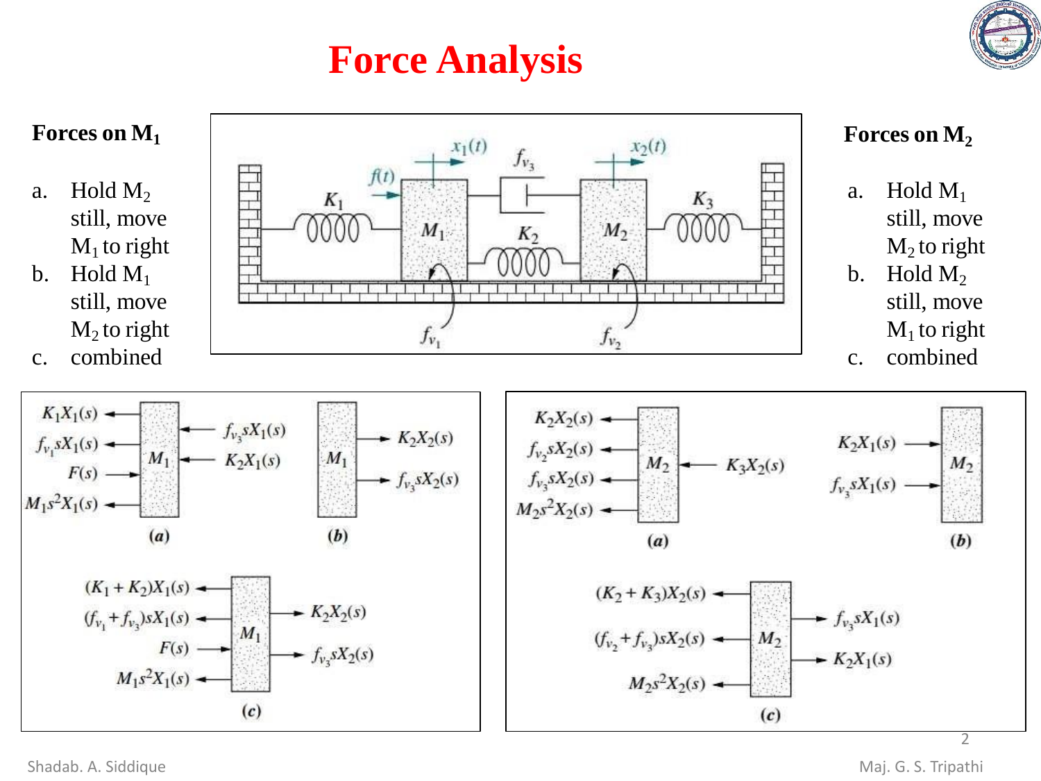# Force Analysis

**Forces on $M_1$**

a. Hold $M_2$ still, move $M_1$ to right
b. Hold $M_1$ still, move $M_2$ to right
c. combined

**Forces on $M_2$**

a. Hold $M_1$ still, move $M_2$ to right
b. Hold $M_2$ still, move $M_1$ to right
c. combined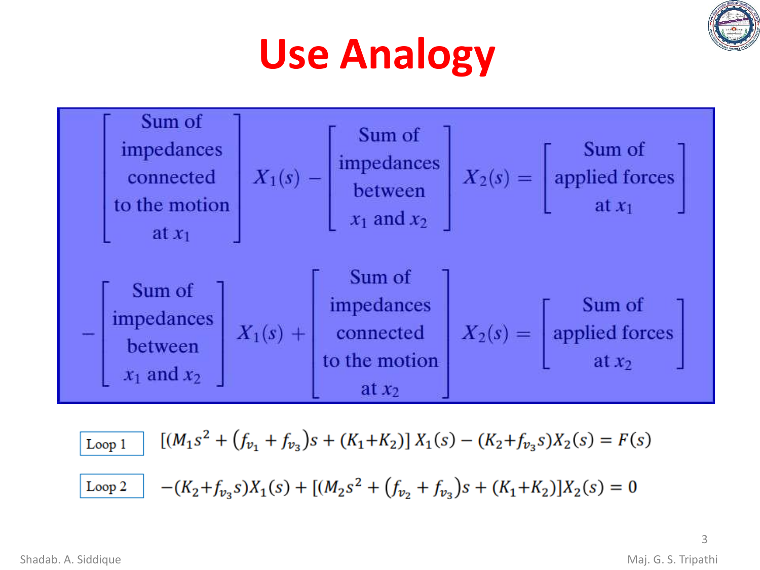# Use Analogy

$$\begin{bmatrix} \text{Sum of} \\ \text{impedances} \\ \text{connected} \\ \text{to the motion} \\ \text{at } x_1 \end{bmatrix} X_1(s) - \begin{bmatrix} \text{Sum of} \\ \text{impedances} \\ \text{between} \\ x_1 \text{ and } x_2 \end{bmatrix} X_2(s) = \begin{bmatrix} \text{Sum of} \\ \text{applied forces} \\ \text{at } x_1 \end{bmatrix}$$

$$-\begin{bmatrix} \text{Sum of} \\ \text{impedances} \\ \text{between} \\ x_1 \text{ and } x_2 \end{bmatrix} X_1(s) + \begin{bmatrix} \text{Sum of} \\ \text{impedances} \\ \text{connected} \\ \text{to the motion} \\ \text{at } x_2 \end{bmatrix} X_2(s) = \begin{bmatrix} \text{Sum of} \\ \text{applied forces} \\ \text{at } x_2 \end{bmatrix}$$

**Loop 1**

$$[(M_1 s^2 + (f_{v_1} + f_{v_3})s + (K_1+K_2)]\, X_1(s) - (K_2+f_{v_3}s)X_2(s) = F(s)$$

**Loop 2**

$$-(K_2+f_{v_3}s)X_1(s) + [(M_2 s^2 + (f_{v_2} + f_{v_3})s + (K_1+K_2)]X_2(s) = 0$$

Shadab. A. Siddique

Maj. G. S. Tripathi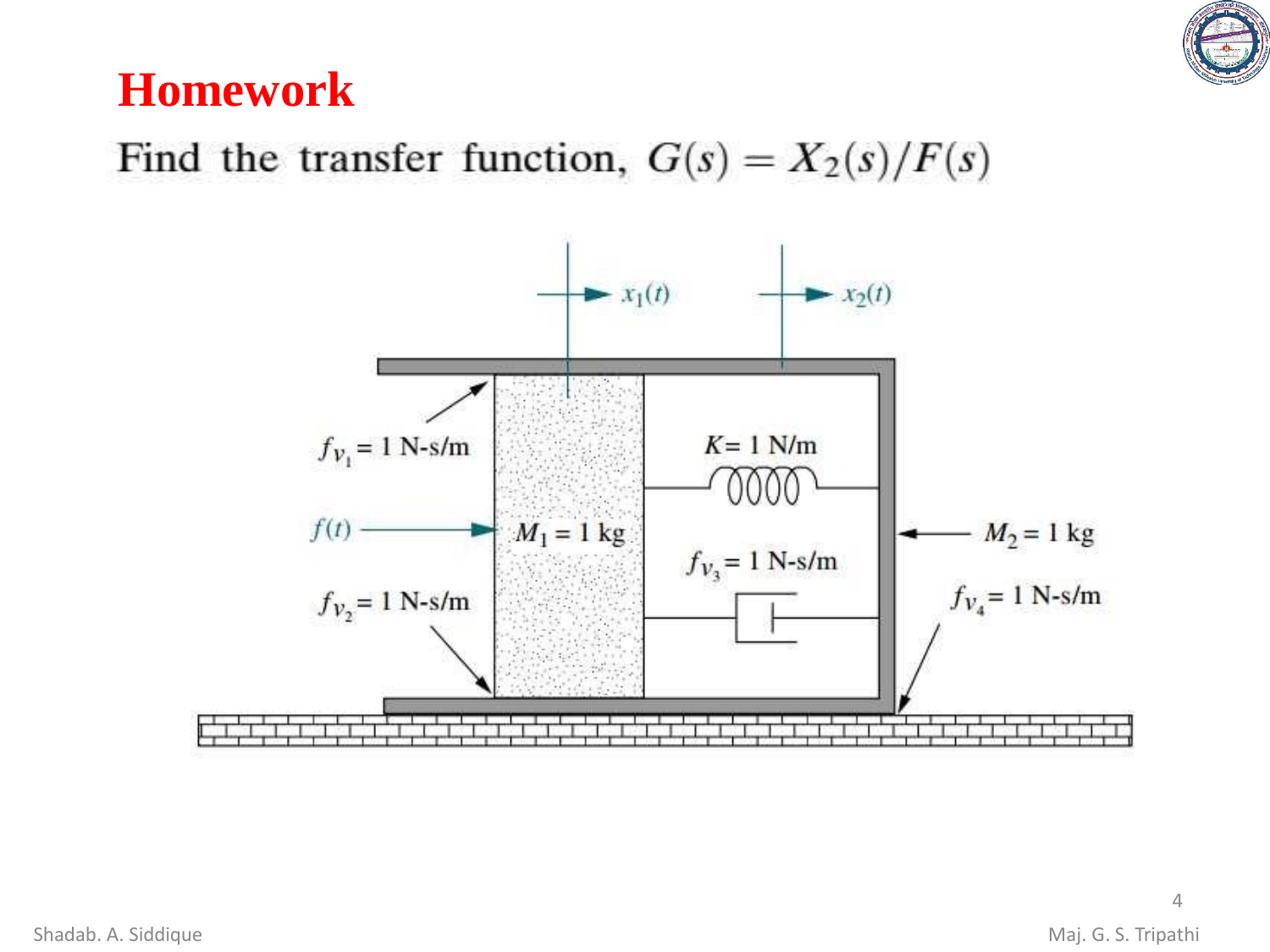# Homework

Find the transfer function, $G(s) = X_2(s)/F(s)$

$x_1(t)$ &nbsp;&nbsp;&nbsp; $x_2(t)$

$f_{v_1} = 1$ N-s/m

$K = 1$ N/m

$f(t)$

$M_1 = 1$ kg

$M_2 = 1$ kg

$f_{v_3} = 1$ N-s/m

$f_{v_2} = 1$ N-s/m

$f_{v_4} = 1$ N-s/m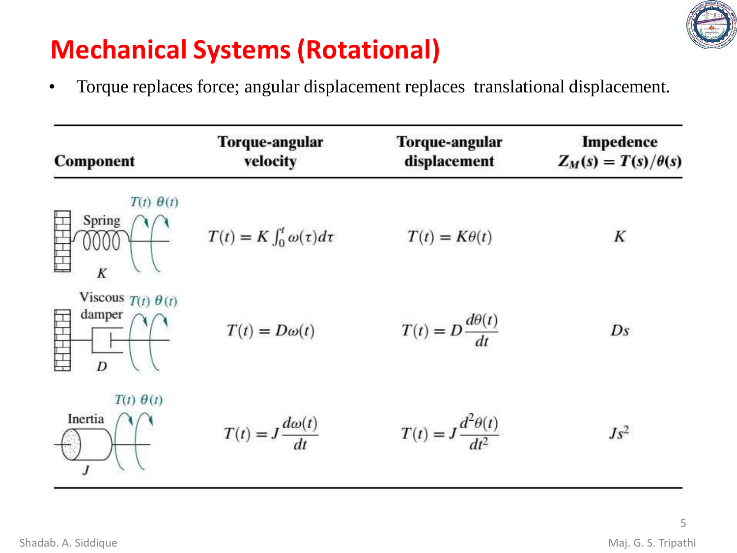# Mechanical Systems (Rotational)

- Torque replaces force; angular displacement replaces translational displacement.

| Component | Torque-angular velocity | Torque-angular displacement | Impedence $Z_M(s) = T(s)/\theta(s)$ |
|---|---|---|---|
| Spring $K$ | $T(t) = K\int_0^t \omega(\tau)d\tau$ | $T(t) = K\theta(t)$ | $K$ |
| Viscous damper $D$ | $T(t) = D\omega(t)$ | $T(t) = D\frac{d\theta(t)}{dt}$ | $Ds$ |
| Inertia $J$ | $T(t) = J\frac{d\omega(t)}{dt}$ | $T(t) = J\frac{d^2\theta(t)}{dt^2}$ | $Js^2$ |

Shadab. A. Siddique

Maj. G. S. Tripathi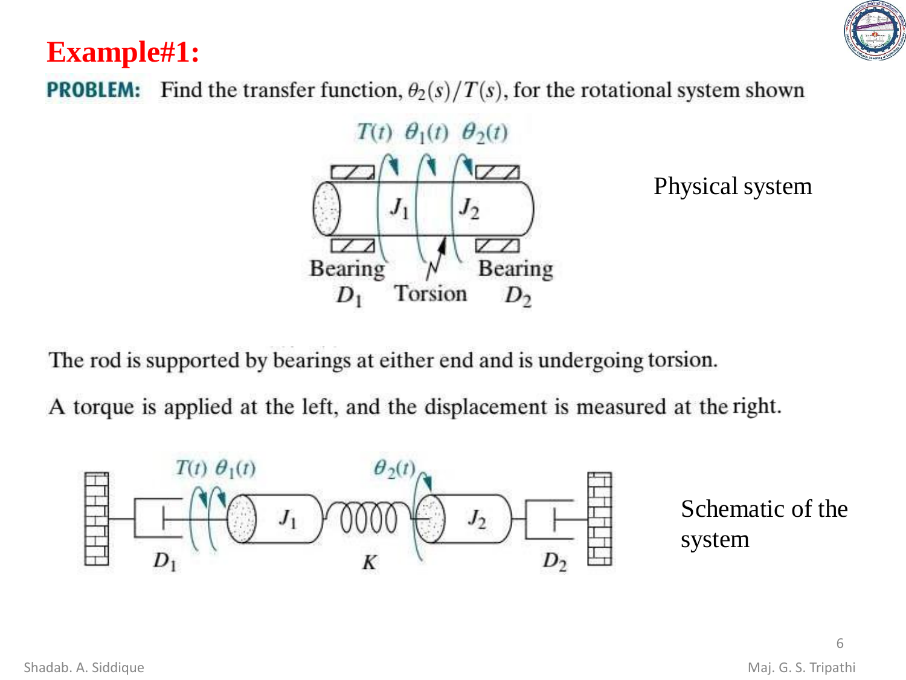# Example#1:

**PROBLEM:** Find the transfer function, $\theta_2(s)/T(s)$, for the rotational system shown

Physical system

The rod is supported by bearings at either end and is undergoing torsion.

A torque is applied at the left, and the displacement is measured at the right.

Schematic of the system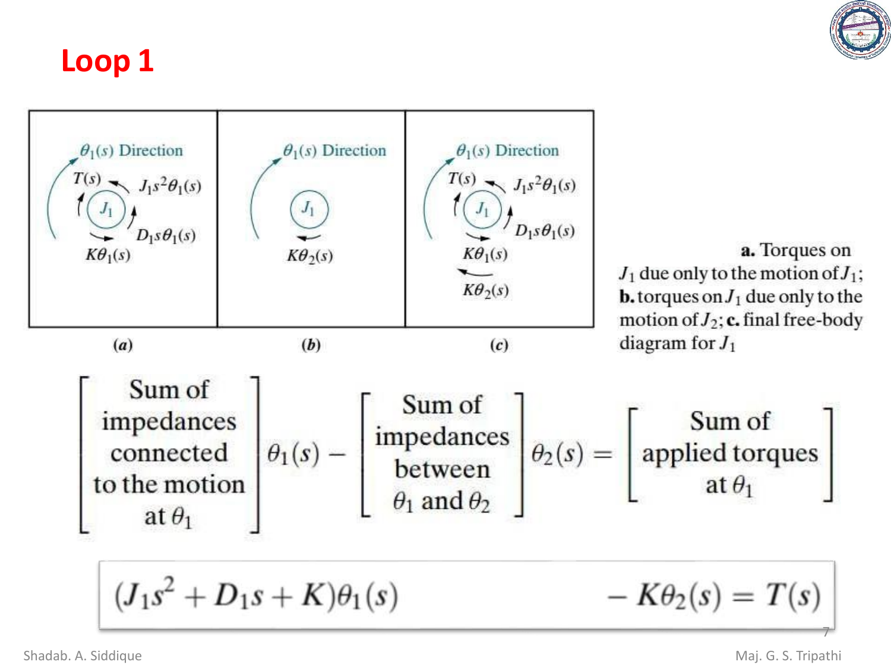# Loop 1

**a.** Torques on $J_1$ due only to the motion of $J_1$; **b.** torques on $J_1$ due only to the motion of $J_2$; **c.** final free-body diagram for $J_1$

$$\begin{bmatrix} \text{Sum of} \\ \text{impedances} \\ \text{connected} \\ \text{to the motion} \\ \text{at } \theta_1 \end{bmatrix} \theta_1(s) - \begin{bmatrix} \text{Sum of} \\ \text{impedances} \\ \text{between} \\ \theta_1 \text{ and } \theta_2 \end{bmatrix} \theta_2(s) = \begin{bmatrix} \text{Sum of} \\ \text{applied torques} \\ \text{at } \theta_1 \end{bmatrix}$$

$$(J_1 s^2 + D_1 s + K)\theta_1(s) \quad - K\theta_2(s) = T(s)$$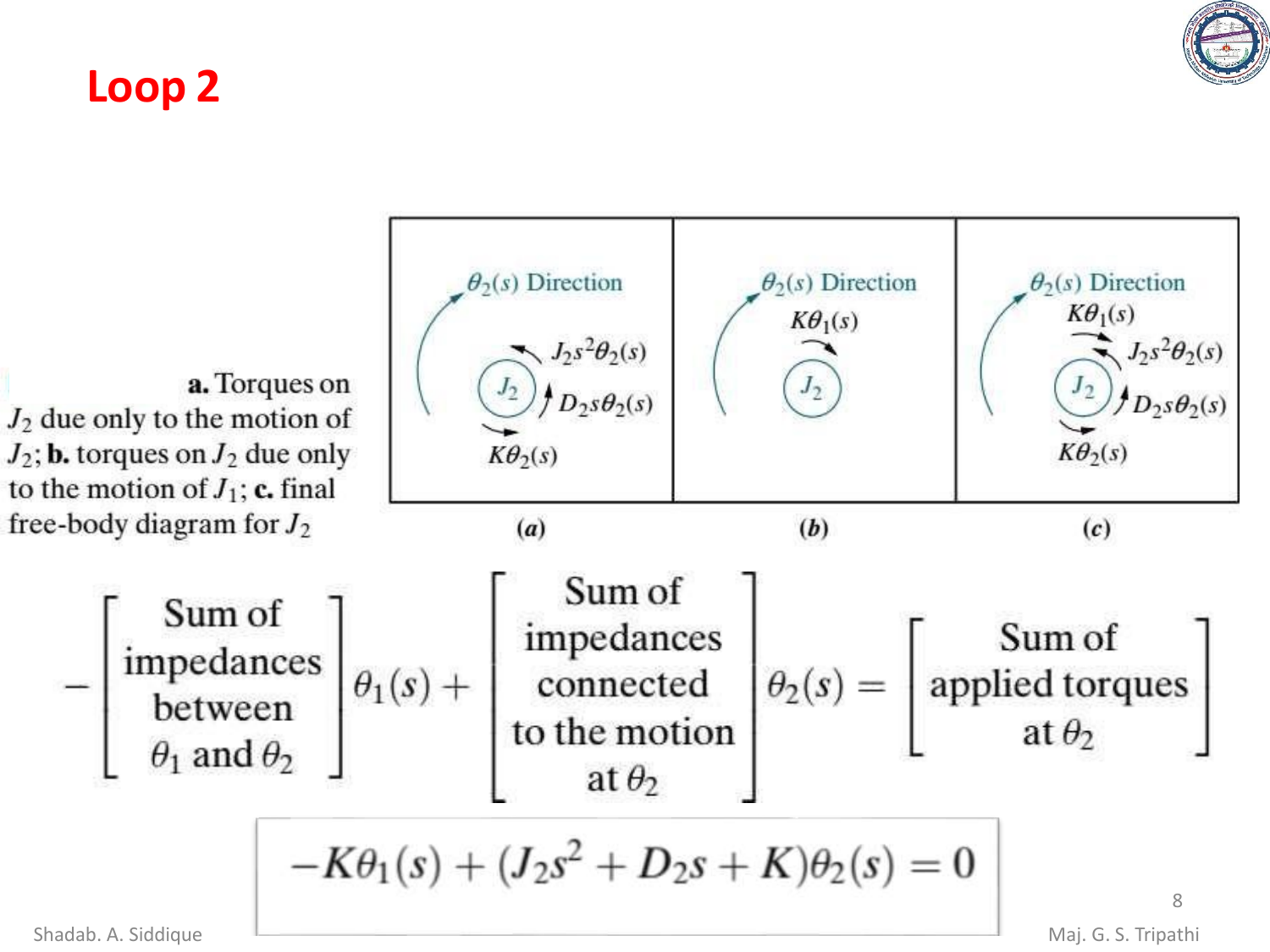# Loop 2

**a.** Torques on $J_2$ due only to the motion of $J_2$; **b.** torques on $J_2$ due only to the motion of $J_1$; **c.** final free-body diagram for $J_2$

$$-\begin{bmatrix}\text{Sum of}\\\text{impedances}\\\text{between}\\\theta_1\text{ and }\theta_2\end{bmatrix}\theta_1(s)+\begin{bmatrix}\text{Sum of}\\\text{impedances}\\\text{connected}\\\text{to the motion}\\\text{at }\theta_2\end{bmatrix}\theta_2(s)=\begin{bmatrix}\text{Sum of}\\\text{applied torques}\\\text{at }\theta_2\end{bmatrix}$$

$$-K\theta_1(s)+(J_2s^2+D_2s+K)\theta_2(s)=0$$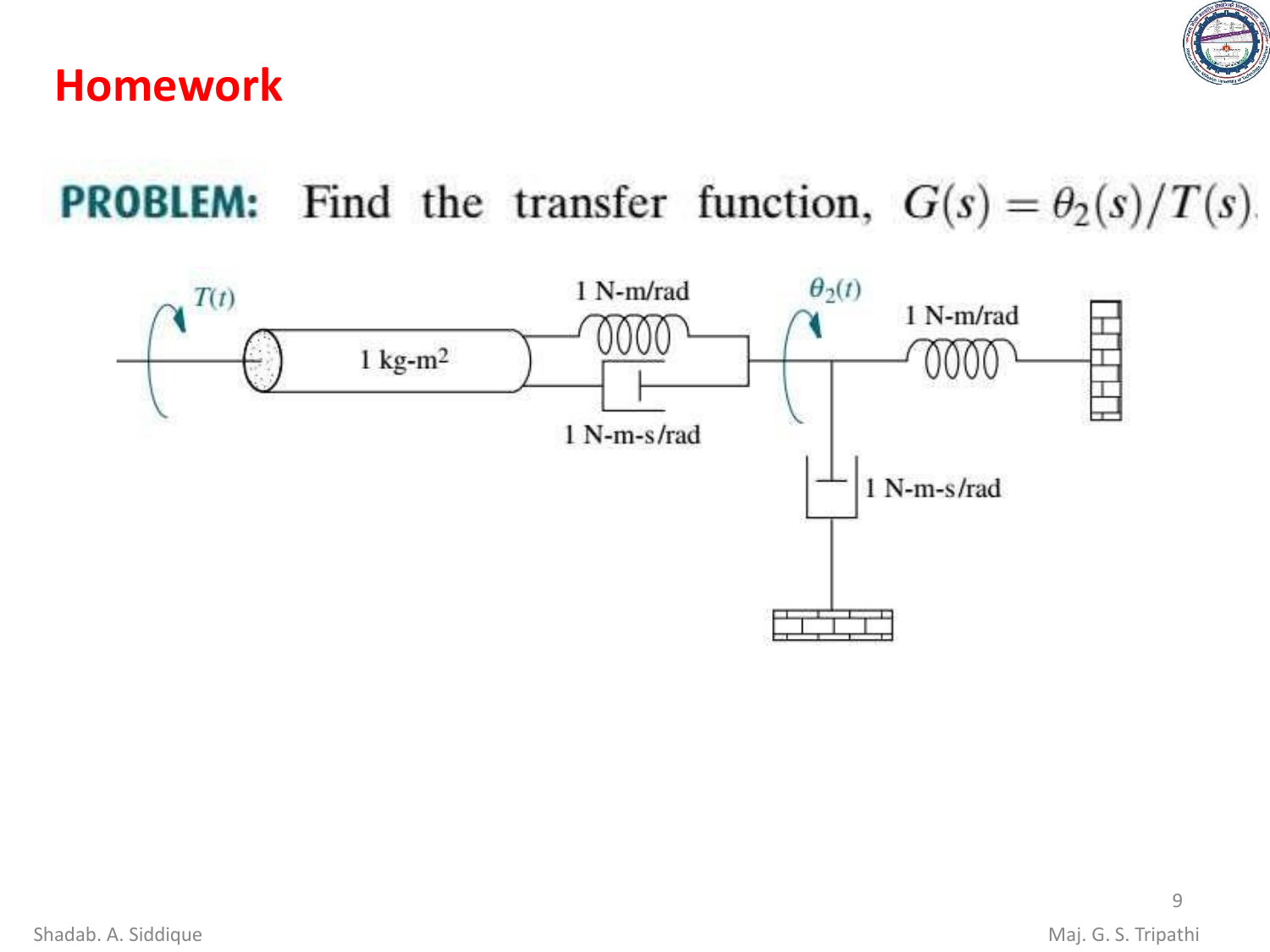# Homework

**PROBLEM:** Find the transfer function, $G(s) = \theta_2(s)/T(s)$.

$T(t)$

1 kg-m$^2$

1 N-m/rad

1 N-m-s/rad

$\theta_2(t)$

1 N-m/rad

1 N-m-s/rad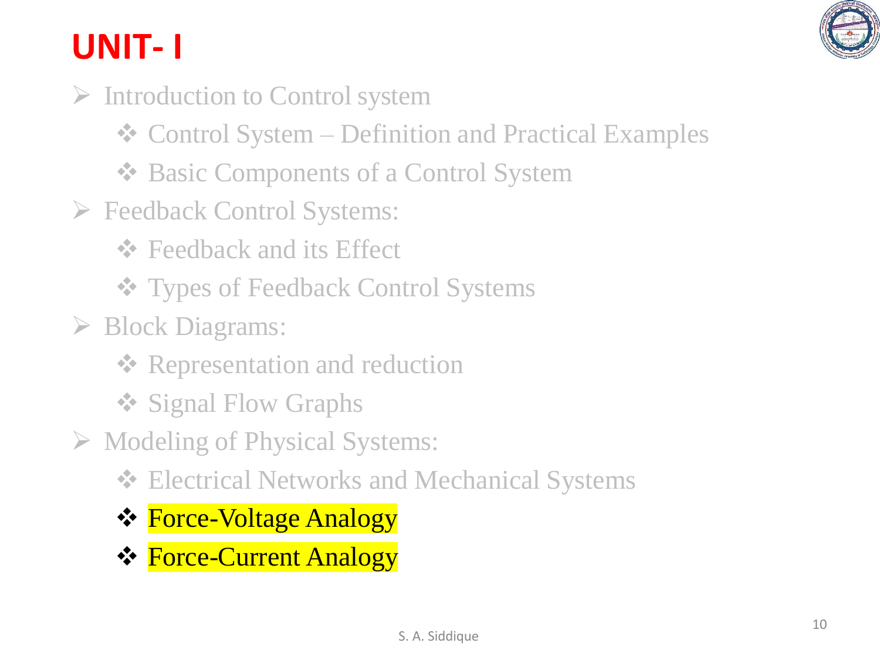# UNIT- I

- Introduction to Control system
  - Control System – Definition and Practical Examples
  - Basic Components of a Control System
- Feedback Control Systems:
  - Feedback and its Effect
  - Types of Feedback Control Systems
- Block Diagrams:
  - Representation and reduction
  - Signal Flow Graphs
- Modeling of Physical Systems:
  - Electrical Networks and Mechanical Systems
  - Force-Voltage Analogy
  - Force-Current Analogy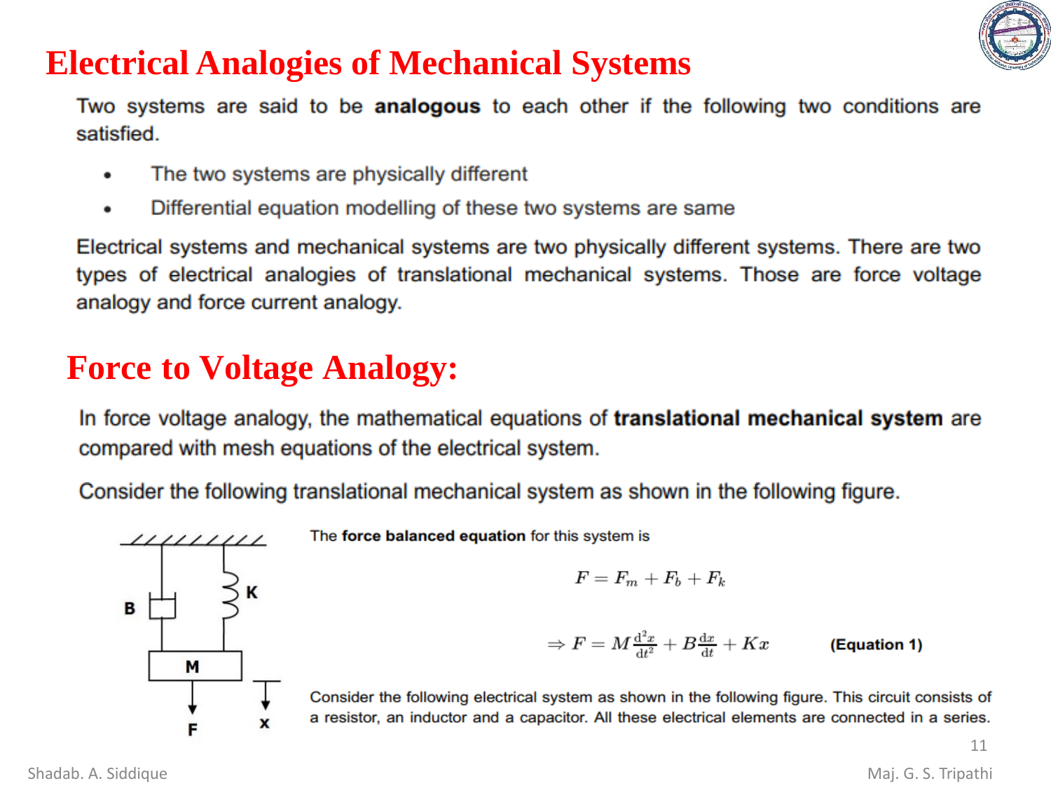# Electrical Analogies of Mechanical Systems

Two systems are said to be **analogous** to each other if the following two conditions are satisfied.

- The two systems are physically different
- Differential equation modelling of these two systems are same

Electrical systems and mechanical systems are two physically different systems. There are two types of electrical analogies of translational mechanical systems. Those are force voltage analogy and force current analogy.

# Force to Voltage Analogy:

In force voltage analogy, the mathematical equations of **translational mechanical system** are compared with mesh equations of the electrical system.

Consider the following translational mechanical system as shown in the following figure.

The **force balanced equation** for this system is

$$F = F_m + F_b + F_k$$

$$\Rightarrow F = M\frac{d^2x}{dt^2} + B\frac{dx}{dt} + Kx \qquad \textbf{(Equation 1)}$$

Consider the following electrical system as shown in the following figure. This circuit consists of a resistor, an inductor and a capacitor. All these electrical elements are connected in a series.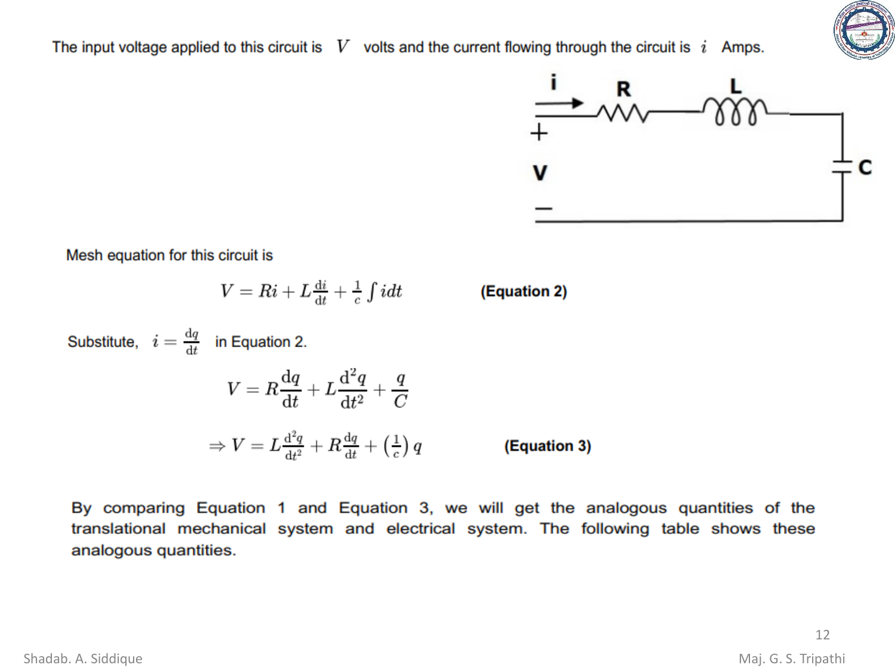The input voltage applied to this circuit is $V$ volts and the current flowing through the circuit is $i$ Amps.

Mesh equation for this circuit is

$$V = Ri + L\frac{di}{dt} + \frac{1}{c}\int i dt \qquad \textbf{(Equation 2)}$$

Substitute, $i = \frac{dq}{dt}$ in Equation 2.

$$V = R\frac{dq}{dt} + L\frac{d^2q}{dt^2} + \frac{q}{C}$$

$$\Rightarrow V = L\frac{d^2q}{dt^2} + R\frac{dq}{dt} + \left(\frac{1}{c}\right)q \qquad \textbf{(Equation 3)}$$

By comparing Equation 1 and Equation 3, we will get the analogous quantities of the translational mechanical system and electrical system. The following table shows these analogous quantities.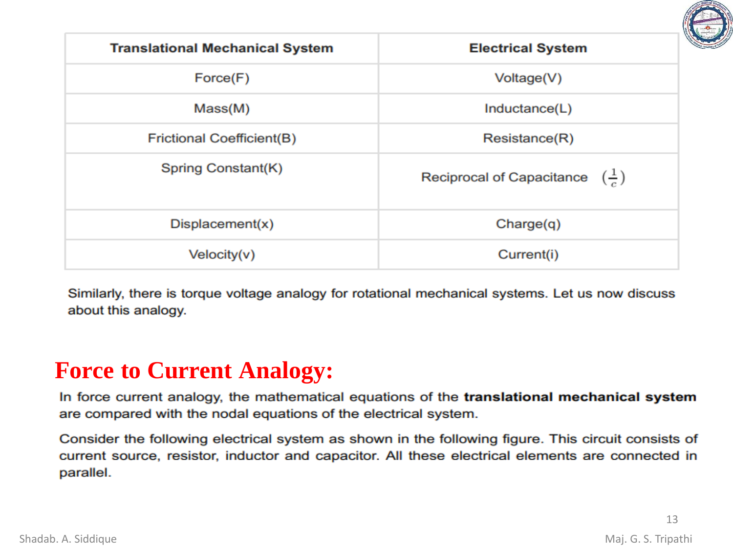| Translational Mechanical System | Electrical System |
|---|---|
| Force(F) | Voltage(V) |
| Mass(M) | Inductance(L) |
| Frictional Coefficient(B) | Resistance(R) |
| Spring Constant(K) | Reciprocal of Capacitance $(\frac{1}{c})$ |
| Displacement(x) | Charge(q) |
| Velocity(v) | Current(i) |

Similarly, there is torque voltage analogy for rotational mechanical systems. Let us now discuss about this analogy.

## Force to Current Analogy:

In force current analogy, the mathematical equations of the **translational mechanical system** are compared with the nodal equations of the electrical system.

Consider the following electrical system as shown in the following figure. This circuit consists of current source, resistor, inductor and capacitor. All these electrical elements are connected in parallel.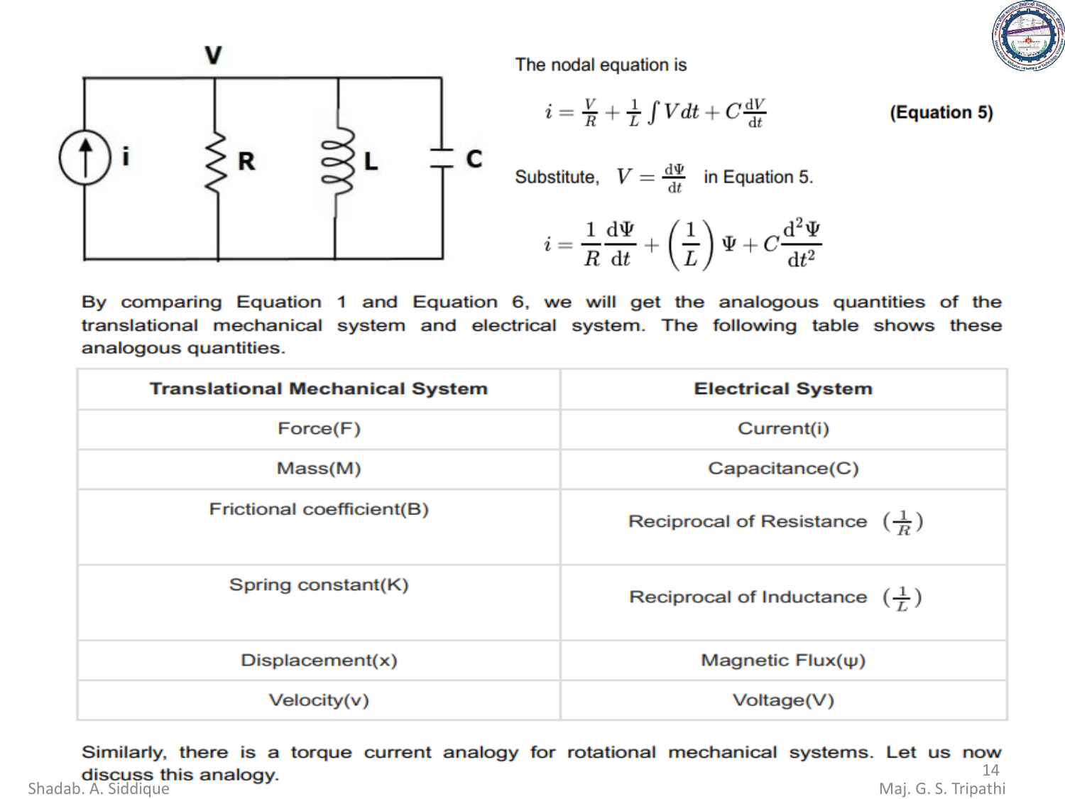The nodal equation is

$$i = \frac{V}{R} + \frac{1}{L}\int V dt + C\frac{dV}{dt} \qquad \textbf{(Equation 5)}$$

Substitute, $V = \frac{d\Psi}{dt}$ in Equation 5.

$$i = \frac{1}{R}\frac{d\Psi}{dt} + \left(\frac{1}{L}\right)\Psi + C\frac{d^2\Psi}{dt^2}$$

By comparing Equation 1 and Equation 6, we will get the analogous quantities of the translational mechanical system and electrical system. The following table shows these analogous quantities.

| Translational Mechanical System | Electrical System |
|---|---|
| Force(F) | Current(i) |
| Mass(M) | Capacitance(C) |
| Frictional coefficient(B) | Reciprocal of Resistance $\left(\frac{1}{R}\right)$ |
| Spring constant(K) | Reciprocal of Inductance $\left(\frac{1}{L}\right)$ |
| Displacement(x) | Magnetic Flux(ψ) |
| Velocity(v) | Voltage(V) |

Similarly, there is a torque current analogy for rotational mechanical systems. Let us now discuss this analogy.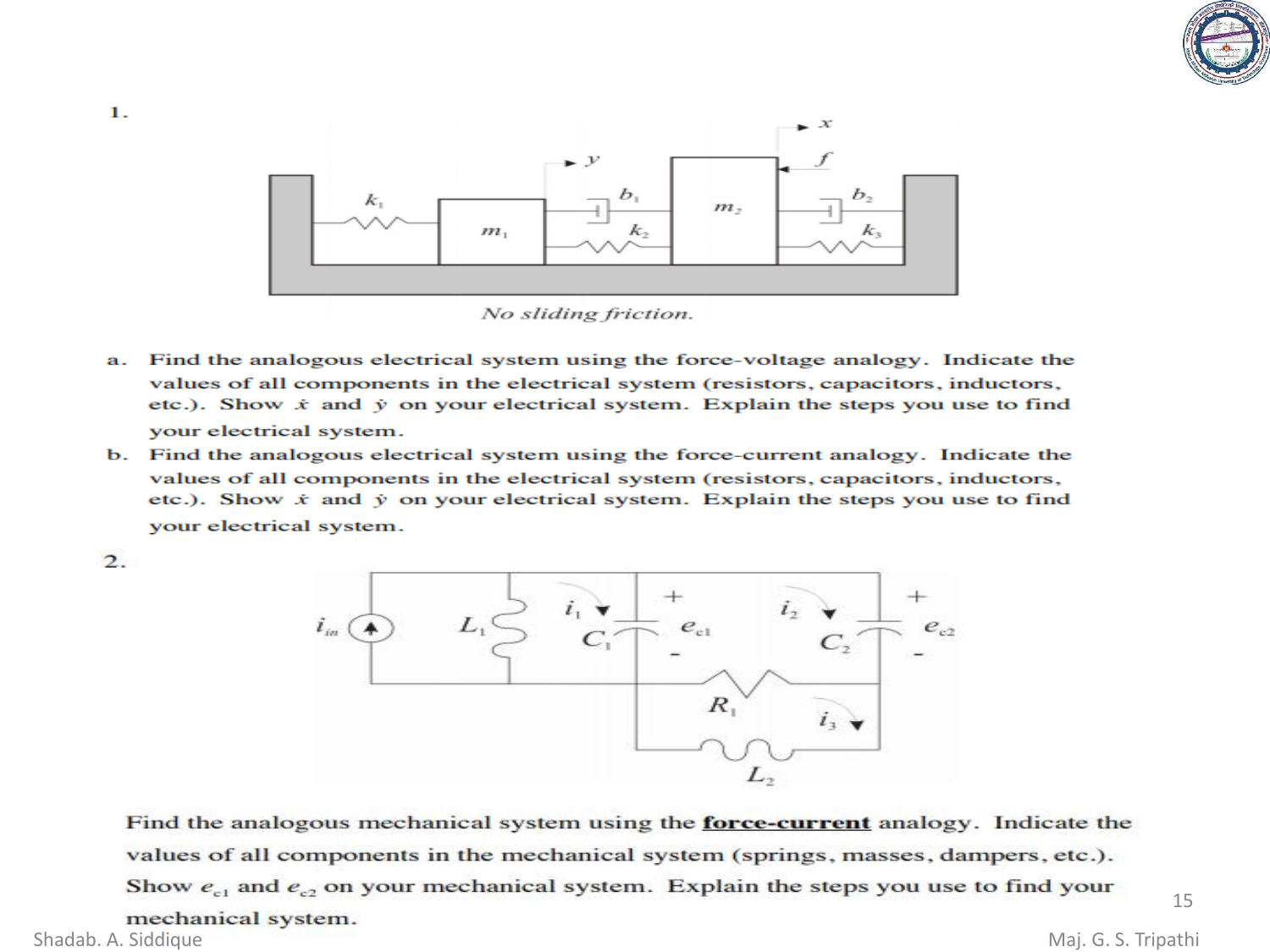1.

*No sliding friction.*

a. Find the analogous electrical system using the force-voltage analogy. Indicate the values of all components in the electrical system (resistors, capacitors, inductors, etc.). Show $\dot{x}$ and $\dot{y}$ on your electrical system. Explain the steps you use to find your electrical system.

b. Find the analogous electrical system using the force-current analogy. Indicate the values of all components in the electrical system (resistors, capacitors, inductors, etc.). Show $\dot{x}$ and $\dot{y}$ on your electrical system. Explain the steps you use to find your electrical system.

2.

Find the analogous mechanical system using the **force-current** analogy. Indicate the values of all components in the mechanical system (springs, masses, dampers, etc.). Show $e_{c1}$ and $e_{c2}$ on your mechanical system. Explain the steps you use to find your mechanical system.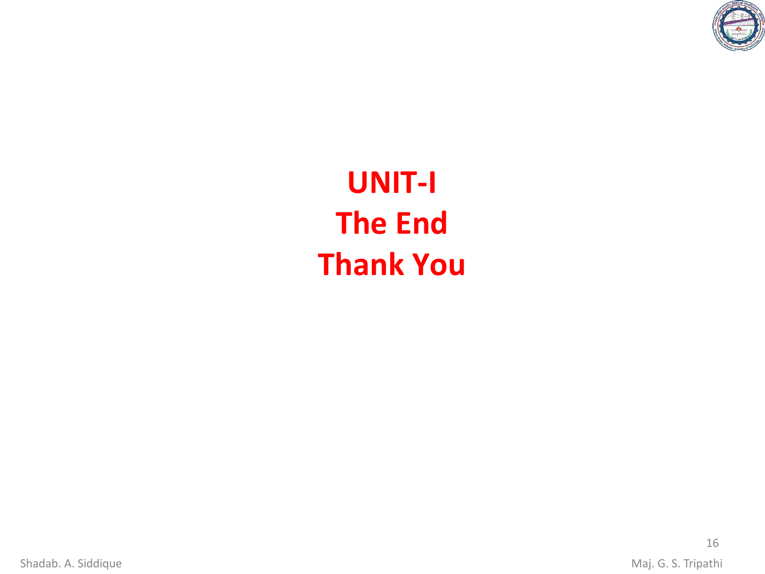**UNIT-I**

**The End**

**Thank You**